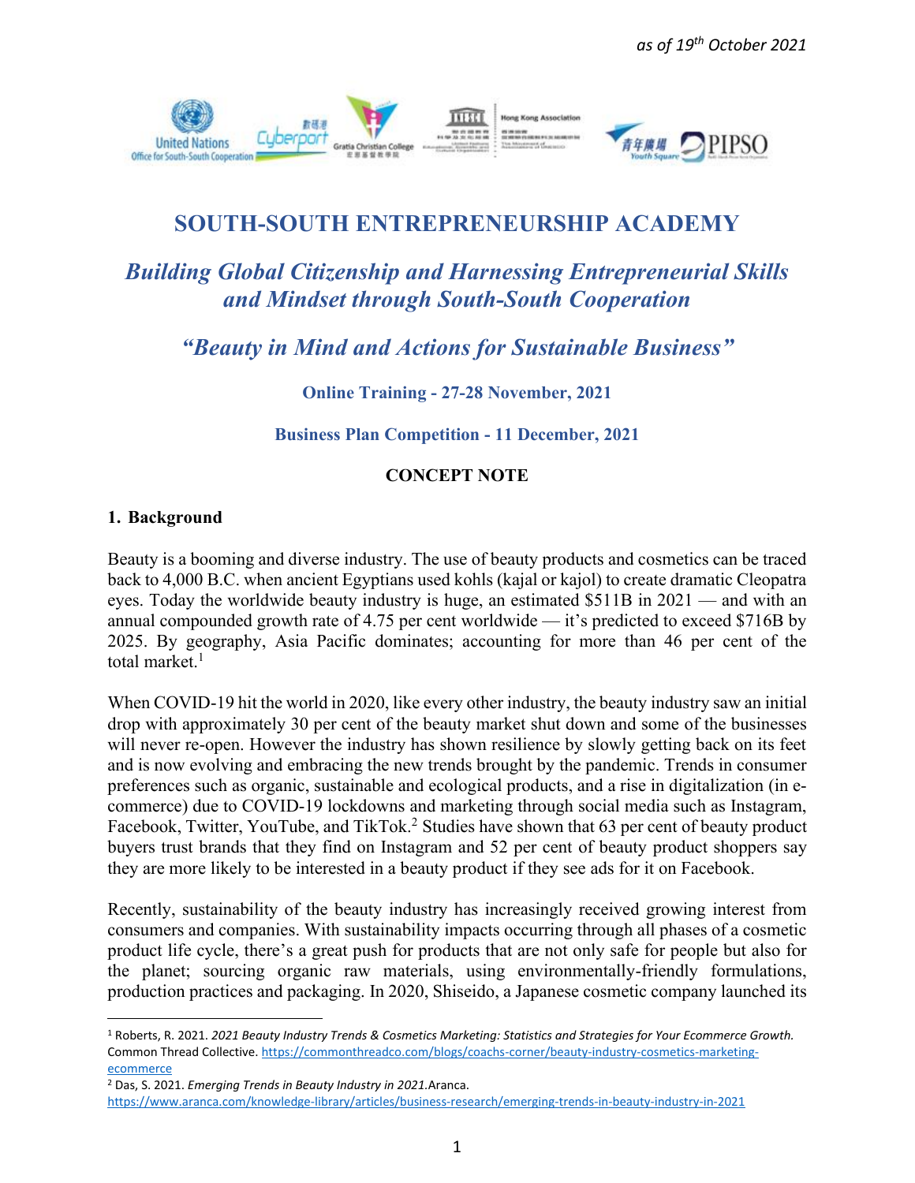*as of 19th October 2021*

# SOUTH-SOUTH ENTREPRENEURSHIP ACADEMY

## *Building Global Citizenship and Harnessing Entrepreneurial Skills and Mindset through South-South Cooperation*

## *"Beauty in Mind and Actions for Sustainable Business"*

**Online Training - 27-28 November, 2021**

**Business Plan Competition - 11 December, 2021**

**CONCEPT NOTE**

## 1. Background

Beauty is a booming and diverse industry. The use of beauty products and cosmetics can be traced back to 4,000 B.C. when ancient Egyptians used kohls (kajal or kajol) to create dramatic Cleopatra eyes. Today the worldwide beauty industry is huge, an estimated $511B in 2021 — and with an annual compounded growth rate of 4.75 per cent worldwide — it's predicted to exceed $716B by 2025. By geography, Asia Pacific dominates; accounting for more than 46 per cent of the total market.[1]

When COVID-19 hit the world in 2020, like every other industry, the beauty industry saw an initial drop with approximately 30 per cent of the beauty market shut down and some of the businesses will never re-open. However the industry has shown resilience by slowly getting back on its feet and is now evolving and embracing the new trends brought by the pandemic. Trends in consumer preferences such as organic, sustainable and ecological products, and a rise in digitalization (in e-commerce) due to COVID-19 lockdowns and marketing through social media such as Instagram, Facebook, Twitter, YouTube, and TikTok.[2] Studies have shown that 63 per cent of beauty product buyers trust brands that they find on Instagram and 52 per cent of beauty product shoppers say they are more likely to be interested in a beauty product if they see ads for it on Facebook.

Recently, sustainability of the beauty industry has increasingly received growing interest from consumers and companies. With sustainability impacts occurring through all phases of a cosmetic product life cycle, there's a great push for products that are not only safe for people but also for the planet; sourcing organic raw materials, using environmentally-friendly formulations, production practices and packaging. In 2020, Shiseido, a Japanese cosmetic company launched its

---

[1] Roberts, R. 2021. *2021 Beauty Industry Trends & Cosmetics Marketing: Statistics and Strategies for Your Ecommerce Growth.* Common Thread Collective. https://commonthreadco.com/blogs/coachs-corner/beauty-industry-cosmetics-marketing-ecommerce

[2] Das, S. 2021. *Emerging Trends in Beauty Industry in 2021.*Aranca. https://www.aranca.com/knowledge-library/articles/business-research/emerging-trends-in-beauty-industry-in-2021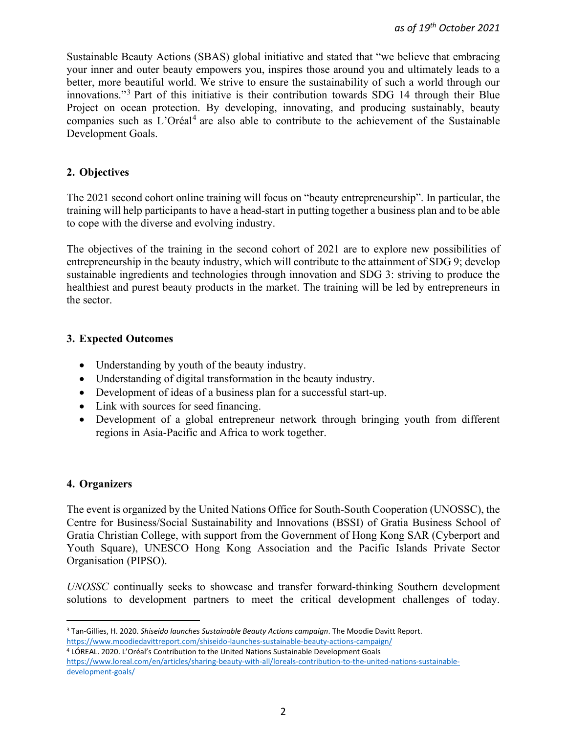Sustainable Beauty Actions (SBAS) global initiative and stated that "we believe that embracing your inner and outer beauty empowers you, inspires those around you and ultimately leads to a better, more beautiful world. We strive to ensure the sustainability of such a world through our innovations."[3] Part of this initiative is their contribution towards SDG 14 through their Blue Project on ocean protection. By developing, innovating, and producing sustainably, beauty companies such as L'Oréal[4] are also able to contribute to the achievement of the Sustainable Development Goals.

## 2. Objectives

The 2021 second cohort online training will focus on "beauty entrepreneurship". In particular, the training will help participants to have a head-start in putting together a business plan and to be able to cope with the diverse and evolving industry.

The objectives of the training in the second cohort of 2021 are to explore new possibilities of entrepreneurship in the beauty industry, which will contribute to the attainment of SDG 9; develop sustainable ingredients and technologies through innovation and SDG 3: striving to produce the healthiest and purest beauty products in the market. The training will be led by entrepreneurs in the sector.

## 3. Expected Outcomes

- Understanding by youth of the beauty industry.
- Understanding of digital transformation in the beauty industry.
- Development of ideas of a business plan for a successful start-up.
- Link with sources for seed financing.
- Development of a global entrepreneur network through bringing youth from different regions in Asia-Pacific and Africa to work together.

## 4. Organizers

The event is organized by the United Nations Office for South-South Cooperation (UNOSSC), the Centre for Business/Social Sustainability and Innovations (BSSI) of Gratia Business School of Gratia Christian College, with support from the Government of Hong Kong SAR (Cyberport and Youth Square), UNESCO Hong Kong Association and the Pacific Islands Private Sector Organisation (PIPSO).

*UNOSSC* continually seeks to showcase and transfer forward-thinking Southern development solutions to development partners to meet the critical development challenges of today.

---

[3] Tan-Gillies, H. 2020. *Shiseido launches Sustainable Beauty Actions campaign*. The Moodie Davitt Report. https://www.moodiedavittreport.com/shiseido-launches-sustainable-beauty-actions-campaign/

[4] LÓREAL. 2020. L'Oréal's Contribution to the United Nations Sustainable Development Goals https://www.loreal.com/en/articles/sharing-beauty-with-all/loreals-contribution-to-the-united-nations-sustainable-development-goals/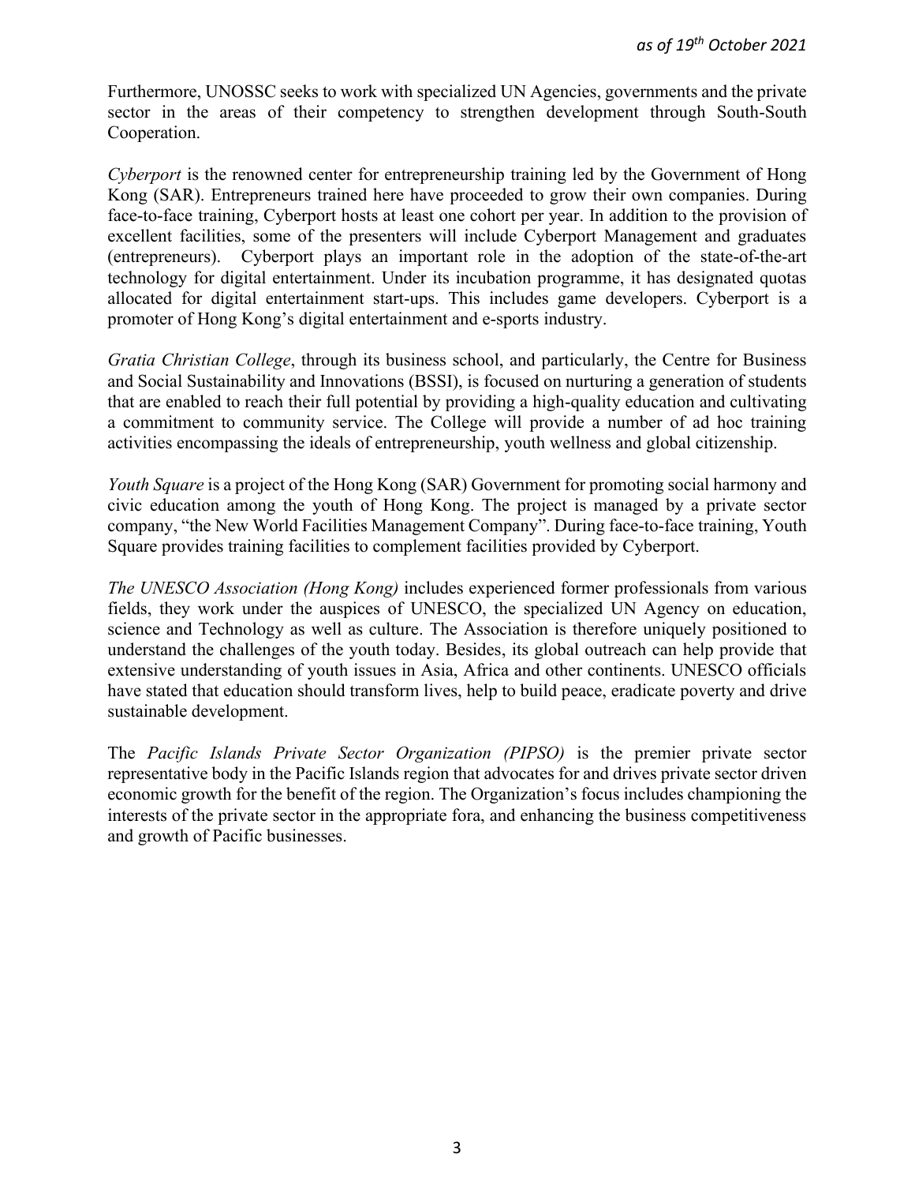Furthermore, UNOSSC seeks to work with specialized UN Agencies, governments and the private sector in the areas of their competency to strengthen development through South-South Cooperation.

*Cyberport* is the renowned center for entrepreneurship training led by the Government of Hong Kong (SAR). Entrepreneurs trained here have proceeded to grow their own companies. During face-to-face training, Cyberport hosts at least one cohort per year. In addition to the provision of excellent facilities, some of the presenters will include Cyberport Management and graduates (entrepreneurs). Cyberport plays an important role in the adoption of the state-of-the-art technology for digital entertainment. Under its incubation programme, it has designated quotas allocated for digital entertainment start-ups. This includes game developers. Cyberport is a promoter of Hong Kong's digital entertainment and e-sports industry.

*Gratia Christian College*, through its business school, and particularly, the Centre for Business and Social Sustainability and Innovations (BSSI), is focused on nurturing a generation of students that are enabled to reach their full potential by providing a high-quality education and cultivating a commitment to community service. The College will provide a number of ad hoc training activities encompassing the ideals of entrepreneurship, youth wellness and global citizenship.

*Youth Square* is a project of the Hong Kong (SAR) Government for promoting social harmony and civic education among the youth of Hong Kong. The project is managed by a private sector company, "the New World Facilities Management Company". During face-to-face training, Youth Square provides training facilities to complement facilities provided by Cyberport.

*The UNESCO Association (Hong Kong)* includes experienced former professionals from various fields, they work under the auspices of UNESCO, the specialized UN Agency on education, science and Technology as well as culture. The Association is therefore uniquely positioned to understand the challenges of the youth today. Besides, its global outreach can help provide that extensive understanding of youth issues in Asia, Africa and other continents. UNESCO officials have stated that education should transform lives, help to build peace, eradicate poverty and drive sustainable development.

The *Pacific Islands Private Sector Organization (PIPSO)* is the premier private sector representative body in the Pacific Islands region that advocates for and drives private sector driven economic growth for the benefit of the region. The Organization's focus includes championing the interests of the private sector in the appropriate fora, and enhancing the business competitiveness and growth of Pacific businesses.